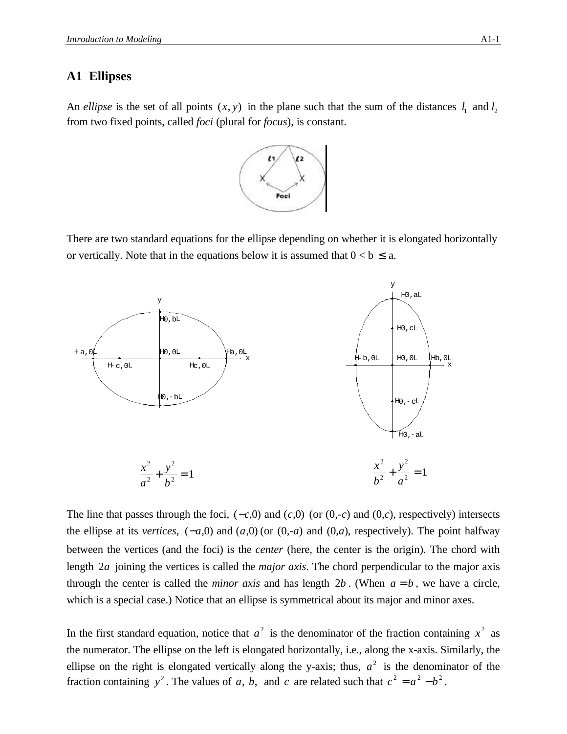# A1 Ellipses

An *ellipse* is the set of all points $(x, y)$ in the plane such that the sum of the distances $l_1$ and $l_2$ from two fixed points, called *foci* (plural for *focus*), is constant.

There are two standard equations for the ellipse depending on whether it is elongated horizontally or vertically. Note that in the equations below it is assumed that $0 < b \leq a$.

$$\frac{x^2}{a^2} + \frac{y^2}{b^2} = 1 \qquad\qquad \frac{x^2}{b^2} + \frac{y^2}{a^2} = 1$$

The line that passes through the foci, $(-c,0)$ and $(c,0)$ (or $(0,-c)$ and $(0,c)$, respectively) intersects the ellipse at its *vertices*, $(-a,0)$ and $(a,0)$ (or $(0,-a)$ and $(0,a)$, respectively). The point halfway between the vertices (and the foci) is the *center* (here, the center is the origin). The chord with length $2a$ joining the vertices is called the *major axis*. The chord perpendicular to the major axis through the center is called the *minor axis* and has length $2b$. (When $a = b$, we have a circle, which is a special case.) Notice that an ellipse is symmetrical about its major and minor axes.

In the first standard equation, notice that $a^2$ is the denominator of the fraction containing $x^2$ as the numerator. The ellipse on the left is elongated horizontally, i.e., along the x-axis. Similarly, the ellipse on the right is elongated vertically along the y-axis; thus, $a^2$ is the denominator of the fraction containing $y^2$. The values of $a$, $b$, and $c$ are related such that $c^2 = a^2 - b^2$.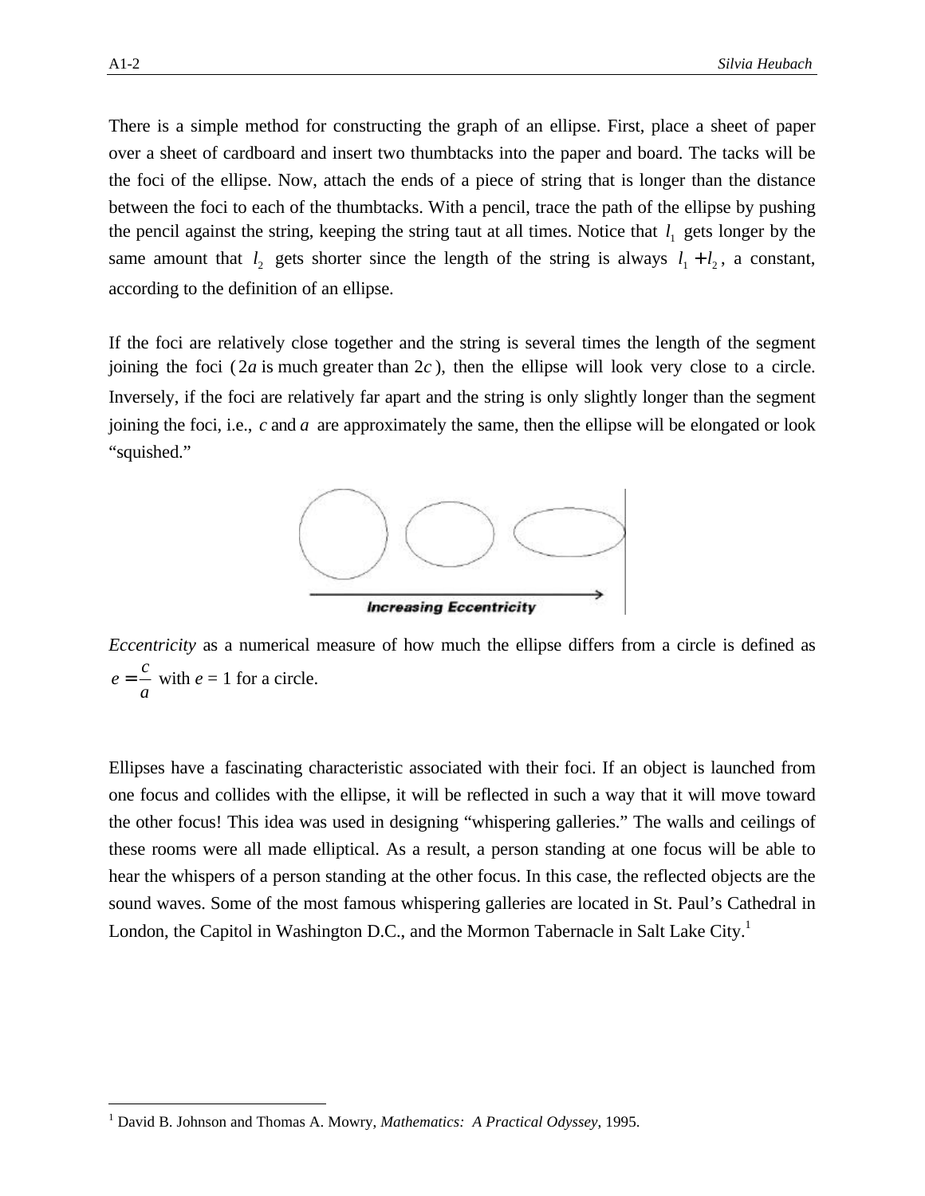There is a simple method for constructing the graph of an ellipse. First, place a sheet of paper over a sheet of cardboard and insert two thumbtacks into the paper and board. The tacks will be the foci of the ellipse. Now, attach the ends of a piece of string that is longer than the distance between the foci to each of the thumbtacks. With a pencil, trace the path of the ellipse by pushing the pencil against the string, keeping the string taut at all times. Notice that $l_1$ gets longer by the same amount that $l_2$ gets shorter since the length of the string is always $l_1 + l_2$, a constant, according to the definition of an ellipse.

If the foci are relatively close together and the string is several times the length of the segment joining the foci ($2a$ is much greater than $2c$), then the ellipse will look very close to a circle. Inversely, if the foci are relatively far apart and the string is only slightly longer than the segment joining the foci, i.e., $c$ and $a$ are approximately the same, then the ellipse will be elongated or look "squished."

Increasing Eccentricity

*Eccentricity* as a numerical measure of how much the ellipse differs from a circle is defined as $e = \frac{c}{a}$ with $e = 1$ for a circle.

Ellipses have a fascinating characteristic associated with their foci. If an object is launched from one focus and collides with the ellipse, it will be reflected in such a way that it will move toward the other focus! This idea was used in designing "whispering galleries." The walls and ceilings of these rooms were all made elliptical. As a result, a person standing at one focus will be able to hear the whispers of a person standing at the other focus. In this case, the reflected objects are the sound waves. Some of the most famous whispering galleries are located in St. Paul's Cathedral in London, the Capitol in Washington D.C., and the Mormon Tabernacle in Salt Lake City.[1]

[1] David B. Johnson and Thomas A. Mowry, *Mathematics: A Practical Odyssey*, 1995.